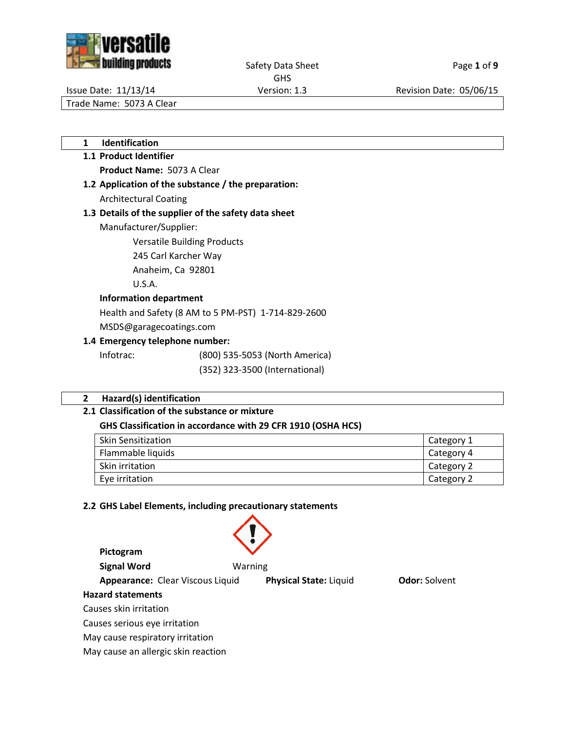Safety Data Sheet
GHS

Issue Date: 11/13/14 | Version: 1.3 | Revision Date: 05/06/15

Trade Name: 5073 A Clear

## 1 Identification

### 1.1 Product Identifier

**Product Name:** 5073 A Clear

### 1.2 Application of the substance / the preparation:

Architectural Coating

### 1.3 Details of the supplier of the safety data sheet

Manufacturer/Supplier:

Versatile Building Products
245 Carl Karcher Way
Anaheim, Ca 92801
U.S.A.

**Information department**

Health and Safety (8 AM to 5 PM-PST) 1-714-829-2600

MSDS@garagecoatings.com

### 1.4 Emergency telephone number:

Infotrac: (800) 535-5053 (North America)
(352) 323-3500 (International)

## 2 Hazard(s) identification

### 2.1 Classification of the substance or mixture

**GHS Classification in accordance with 29 CFR 1910 (OSHA HCS)**

| | |
|---|---|
| Skin Sensitization | Category 1 |
| Flammable liquids | Category 4 |
| Skin irritation | Category 2 |
| Eye irritation | Category 2 |

### 2.2 GHS Label Elements, including precautionary statements

**Pictogram**

**Signal Word** Warning

**Appearance:** Clear Viscous Liquid **Physical State:** Liquid **Odor:** Solvent

**Hazard statements**

Causes skin irritation

Causes serious eye irritation

May cause respiratory irritation

May cause an allergic skin reaction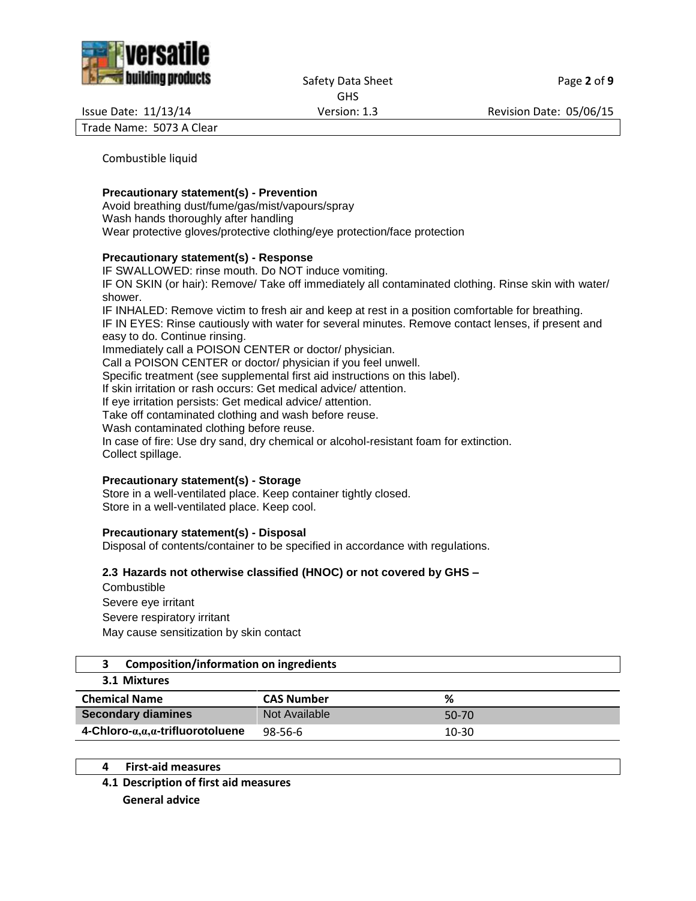Combustible liquid

**Precautionary statement(s) - Prevention**

Avoid breathing dust/fume/gas/mist/vapours/spray
Wash hands thoroughly after handling
Wear protective gloves/protective clothing/eye protection/face protection

**Precautionary statement(s) - Response**

IF SWALLOWED: rinse mouth. Do NOT induce vomiting.
IF ON SKIN (or hair): Remove/ Take off immediately all contaminated clothing. Rinse skin with water/ shower.
IF INHALED: Remove victim to fresh air and keep at rest in a position comfortable for breathing.
IF IN EYES: Rinse cautiously with water for several minutes. Remove contact lenses, if present and easy to do. Continue rinsing.
Immediately call a POISON CENTER or doctor/ physician.
Call a POISON CENTER or doctor/ physician if you feel unwell.
Specific treatment (see supplemental first aid instructions on this label).
If skin irritation or rash occurs: Get medical advice/ attention.
If eye irritation persists: Get medical advice/ attention.
Take off contaminated clothing and wash before reuse.
Wash contaminated clothing before reuse.
In case of fire: Use dry sand, dry chemical or alcohol-resistant foam for extinction.
Collect spillage.

**Precautionary statement(s) - Storage**

Store in a well-ventilated place. Keep container tightly closed.
Store in a well-ventilated place. Keep cool.

**Precautionary statement(s) - Disposal**

Disposal of contents/container to be specified in accordance with regulations.

### 2.3 Hazards not otherwise classified (HNOC) or not covered by GHS –

Combustible
Severe eye irritant
Severe respiratory irritant
May cause sensitization by skin contact

## 3 Composition/information on ingredients

### 3.1 Mixtures

| Chemical Name | CAS Number | % |
|---|---|---|
| Secondary diamines | Not Available | 50-70 |
| 4-Chloro-α,α,α-trifluorotoluene | 98-56-6 | 10-30 |

## 4 First-aid measures

### 4.1 Description of first aid measures

**General advice**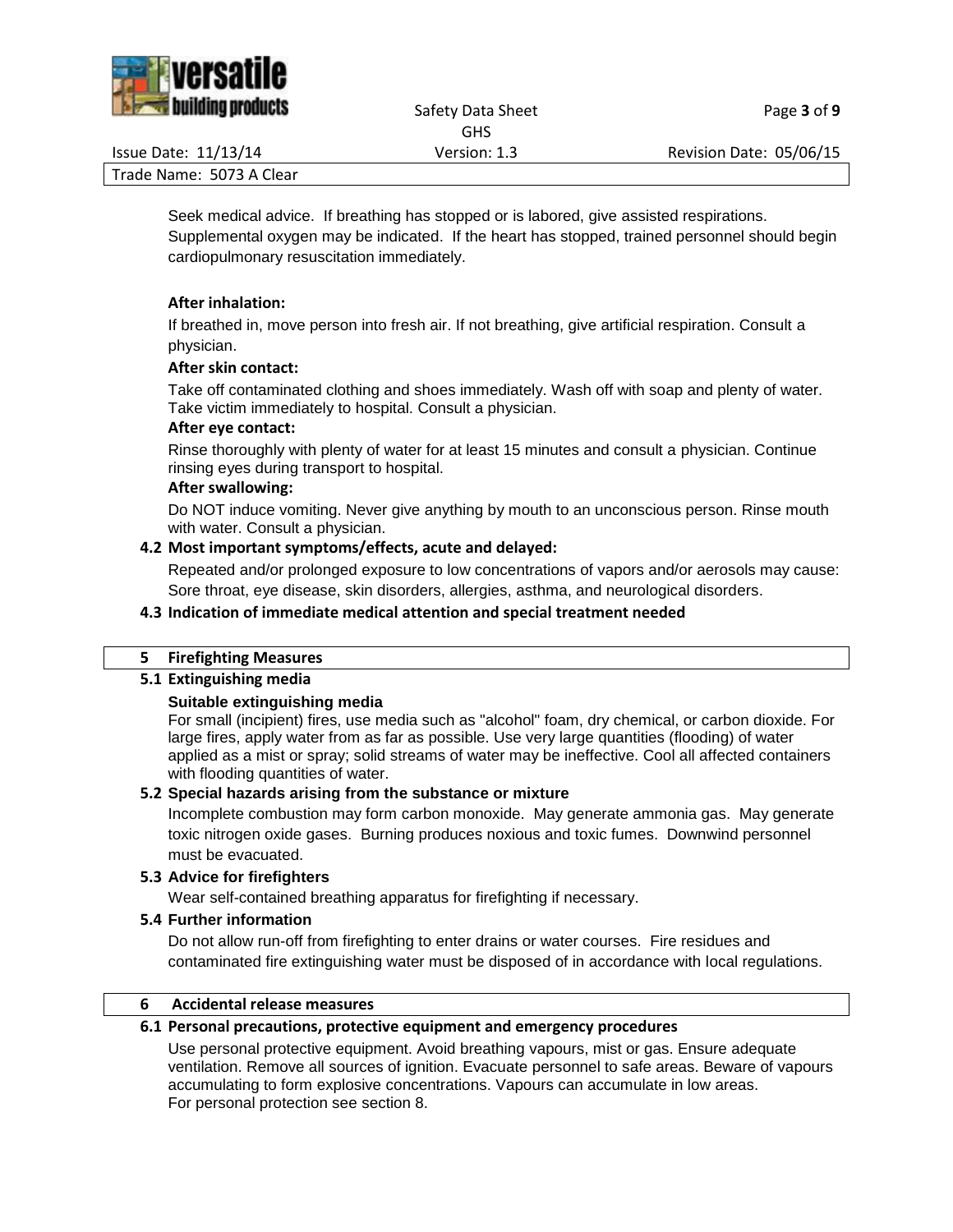Seek medical advice. If breathing has stopped or is labored, give assisted respirations. Supplemental oxygen may be indicated. If the heart has stopped, trained personnel should begin cardiopulmonary resuscitation immediately.

**After inhalation:**

If breathed in, move person into fresh air. If not breathing, give artificial respiration. Consult a physician.

**After skin contact:**

Take off contaminated clothing and shoes immediately. Wash off with soap and plenty of water. Take victim immediately to hospital. Consult a physician.

**After eye contact:**

Rinse thoroughly with plenty of water for at least 15 minutes and consult a physician. Continue rinsing eyes during transport to hospital.

**After swallowing:**

Do NOT induce vomiting. Never give anything by mouth to an unconscious person. Rinse mouth with water. Consult a physician.

### 4.2 Most important symptoms/effects, acute and delayed:

Repeated and/or prolonged exposure to low concentrations of vapors and/or aerosols may cause: Sore throat, eye disease, skin disorders, allergies, asthma, and neurological disorders.

### 4.3 Indication of immediate medical attention and special treatment needed

## 5 Firefighting Measures

### 5.1 Extinguishing media

**Suitable extinguishing media**

For small (incipient) fires, use media such as "alcohol" foam, dry chemical, or carbon dioxide. For large fires, apply water from as far as possible. Use very large quantities (flooding) of water applied as a mist or spray; solid streams of water may be ineffective. Cool all affected containers with flooding quantities of water.

### 5.2 Special hazards arising from the substance or mixture

Incomplete combustion may form carbon monoxide. May generate ammonia gas. May generate toxic nitrogen oxide gases. Burning produces noxious and toxic fumes. Downwind personnel must be evacuated.

### 5.3 Advice for firefighters

Wear self-contained breathing apparatus for firefighting if necessary.

### 5.4 Further information

Do not allow run-off from firefighting to enter drains or water courses. Fire residues and contaminated fire extinguishing water must be disposed of in accordance with local regulations.

## 6 Accidental release measures

### 6.1 Personal precautions, protective equipment and emergency procedures

Use personal protective equipment. Avoid breathing vapours, mist or gas. Ensure adequate ventilation. Remove all sources of ignition. Evacuate personnel to safe areas. Beware of vapours accumulating to form explosive concentrations. Vapours can accumulate in low areas.
For personal protection see section 8.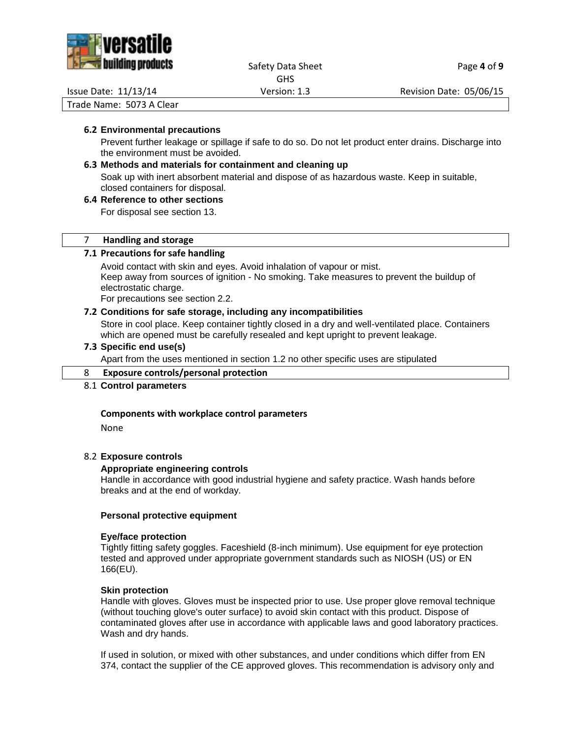### 6.2 Environmental precautions

Prevent further leakage or spillage if safe to do so. Do not let product enter drains. Discharge into the environment must be avoided.

### 6.3 Methods and materials for containment and cleaning up

Soak up with inert absorbent material and dispose of as hazardous waste. Keep in suitable, closed containers for disposal.

### 6.4 Reference to other sections

For disposal see section 13.

## 7 Handling and storage

### 7.1 Precautions for safe handling

Avoid contact with skin and eyes. Avoid inhalation of vapour or mist.
Keep away from sources of ignition - No smoking. Take measures to prevent the buildup of electrostatic charge.
For precautions see section 2.2.

### 7.2 Conditions for safe storage, including any incompatibilities

Store in cool place. Keep container tightly closed in a dry and well-ventilated place. Containers which are opened must be carefully resealed and kept upright to prevent leakage.

### 7.3 Specific end use(s)

Apart from the uses mentioned in section 1.2 no other specific uses are stipulated

## 8 Exposure controls/personal protection

### 8.1 Control parameters

**Components with workplace control parameters**

None

### 8.2 Exposure controls

**Appropriate engineering controls**

Handle in accordance with good industrial hygiene and safety practice. Wash hands before breaks and at the end of workday.

**Personal protective equipment**

**Eye/face protection**

Tightly fitting safety goggles. Faceshield (8-inch minimum). Use equipment for eye protection tested and approved under appropriate government standards such as NIOSH (US) or EN 166(EU).

**Skin protection**

Handle with gloves. Gloves must be inspected prior to use. Use proper glove removal technique (without touching glove's outer surface) to avoid skin contact with this product. Dispose of contaminated gloves after use in accordance with applicable laws and good laboratory practices. Wash and dry hands.

If used in solution, or mixed with other substances, and under conditions which differ from EN 374, contact the supplier of the CE approved gloves. This recommendation is advisory only and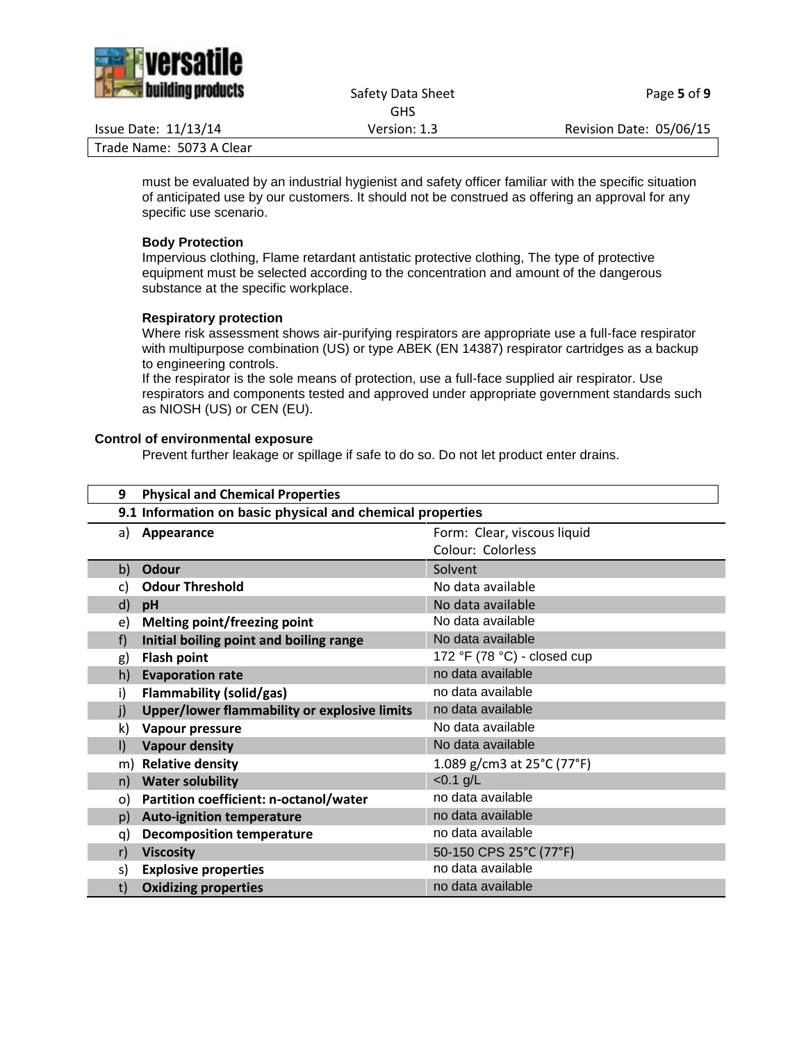must be evaluated by an industrial hygienist and safety officer familiar with the specific situation of anticipated use by our customers. It should not be construed as offering an approval for any specific use scenario.

**Body Protection**

Impervious clothing, Flame retardant antistatic protective clothing, The type of protective equipment must be selected according to the concentration and amount of the dangerous substance at the specific workplace.

**Respiratory protection**

Where risk assessment shows air-purifying respirators are appropriate use a full-face respirator with multipurpose combination (US) or type ABEK (EN 14387) respirator cartridges as a backup to engineering controls.

If the respirator is the sole means of protection, use a full-face supplied air respirator. Use respirators and components tested and approved under appropriate government standards such as NIOSH (US) or CEN (EU).

**Control of environmental exposure**

Prevent further leakage or spillage if safe to do so. Do not let product enter drains.

## 9 Physical and Chemical Properties

### 9.1 Information on basic physical and chemical properties

| | Property | Value |
|---|---|---|
| a) | **Appearance** | Form: Clear, viscous liquid<br>Colour: Colorless |
| b) | **Odour** | Solvent |
| c) | **Odour Threshold** | No data available |
| d) | **pH** | No data available |
| e) | **Melting point/freezing point** | No data available |
| f) | **Initial boiling point and boiling range** | No data available |
| g) | **Flash point** | 172 °F (78 °C) - closed cup |
| h) | **Evaporation rate** | no data available |
| i) | **Flammability (solid/gas)** | no data available |
| j) | **Upper/lower flammability or explosive limits** | no data available |
| k) | **Vapour pressure** | No data available |
| l) | **Vapour density** | No data available |
| m) | **Relative density** | 1.089 g/cm3 at 25°C (77°F) |
| n) | **Water solubility** | <0.1 g/L |
| o) | **Partition coefficient: n-octanol/water** | no data available |
| p) | **Auto-ignition temperature** | no data available |
| q) | **Decomposition temperature** | no data available |
| r) | **Viscosity** | 50-150 CPS 25°C (77°F) |
| s) | **Explosive properties** | no data available |
| t) | **Oxidizing properties** | no data available |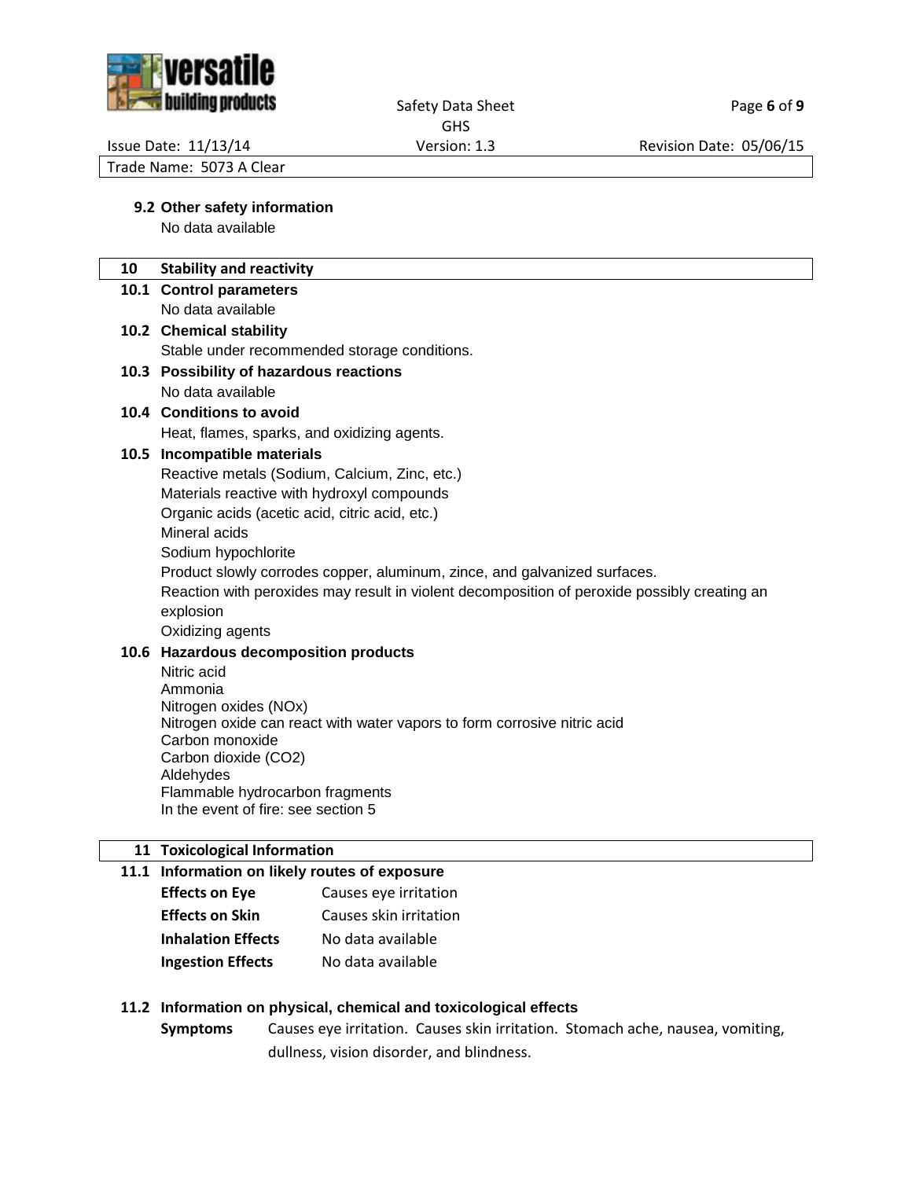### 9.2 Other safety information

No data available

## 10 Stability and reactivity

### 10.1 Control parameters

No data available

### 10.2 Chemical stability

Stable under recommended storage conditions.

### 10.3 Possibility of hazardous reactions

No data available

### 10.4 Conditions to avoid

Heat, flames, sparks, and oxidizing agents.

### 10.5 Incompatible materials

Reactive metals (Sodium, Calcium, Zinc, etc.)
Materials reactive with hydroxyl compounds
Organic acids (acetic acid, citric acid, etc.)
Mineral acids
Sodium hypochlorite
Product slowly corrodes copper, aluminum, zince, and galvanized surfaces.
Reaction with peroxides may result in violent decomposition of peroxide possibly creating an explosion
Oxidizing agents

### 10.6 Hazardous decomposition products

Nitric acid
Ammonia
Nitrogen oxides (NOx)
Nitrogen oxide can react with water vapors to form corrosive nitric acid
Carbon monoxide
Carbon dioxide ($CO_2$)
Aldehydes
Flammable hydrocarbon fragments
In the event of fire: see section 5

## 11 Toxicological Information

### 11.1 Information on likely routes of exposure

| | |
|---|---|
| **Effects on Eye** | Causes eye irritation |
| **Effects on Skin** | Causes skin irritation |
| **Inhalation Effects** | No data available |
| **Ingestion Effects** | No data available |

### 11.2 Information on physical, chemical and toxicological effects

**Symptoms** Causes eye irritation. Causes skin irritation. Stomach ache, nausea, vomiting, dullness, vision disorder, and blindness.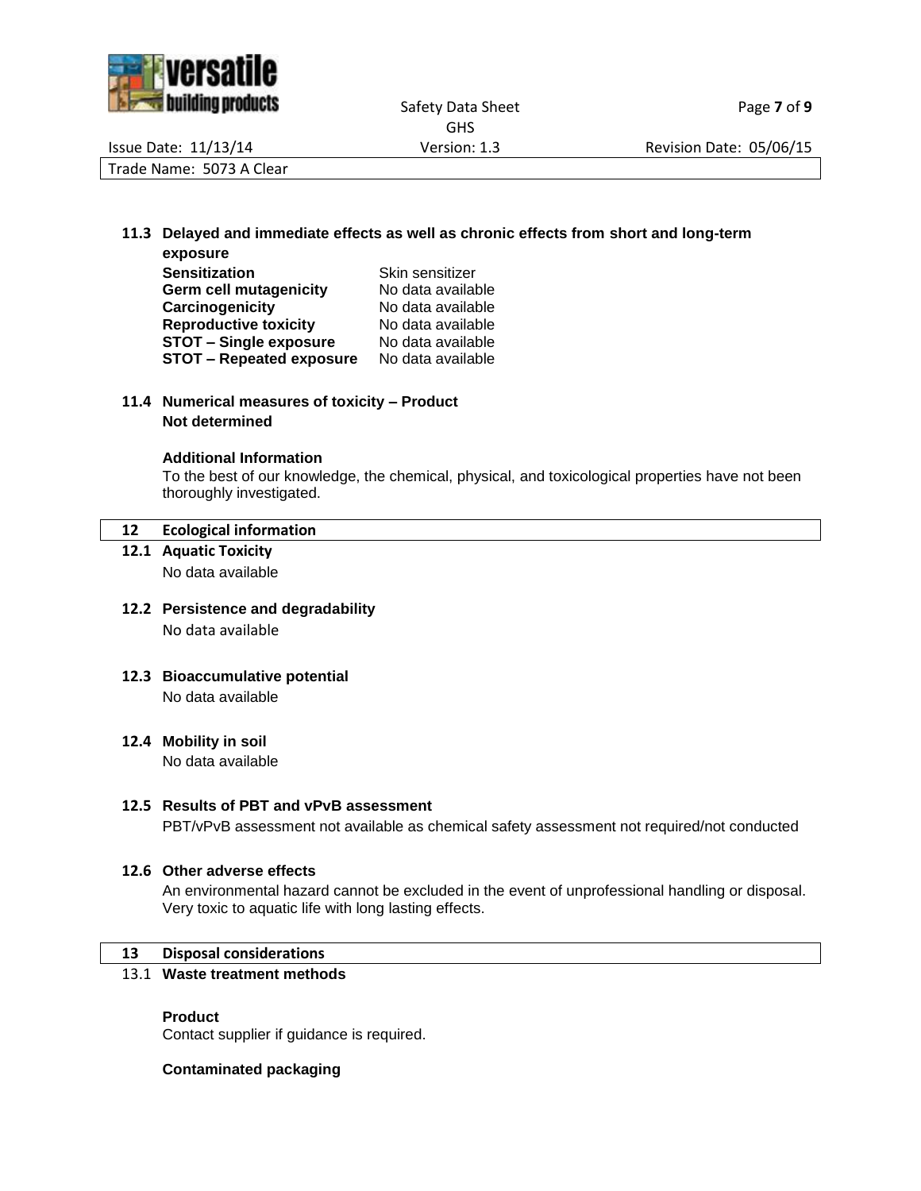**11.3 Delayed and immediate effects as well as chronic effects from short and long-term exposure**

| | |
|---|---|
| **Sensitization** | Skin sensitizer |
| **Germ cell mutagenicity** | No data available |
| **Carcinogenicity** | No data available |
| **Reproductive toxicity** | No data available |
| **STOT – Single exposure** | No data available |
| **STOT – Repeated exposure** | No data available |

**11.4 Numerical measures of toxicity – Product**
**Not determined**

**Additional Information**
To the best of our knowledge, the chemical, physical, and toxicological properties have not been thoroughly investigated.

## 12 Ecological information

**12.1 Aquatic Toxicity**
No data available

**12.2 Persistence and degradability**
No data available

**12.3 Bioaccumulative potential**
No data available

**12.4 Mobility in soil**
No data available

**12.5 Results of PBT and vPvB assessment**
PBT/vPvB assessment not available as chemical safety assessment not required/not conducted

**12.6 Other adverse effects**
An environmental hazard cannot be excluded in the event of unprofessional handling or disposal. Very toxic to aquatic life with long lasting effects.

## 13 Disposal considerations

13.1 **Waste treatment methods**

**Product**
Contact supplier if guidance is required.

**Contaminated packaging**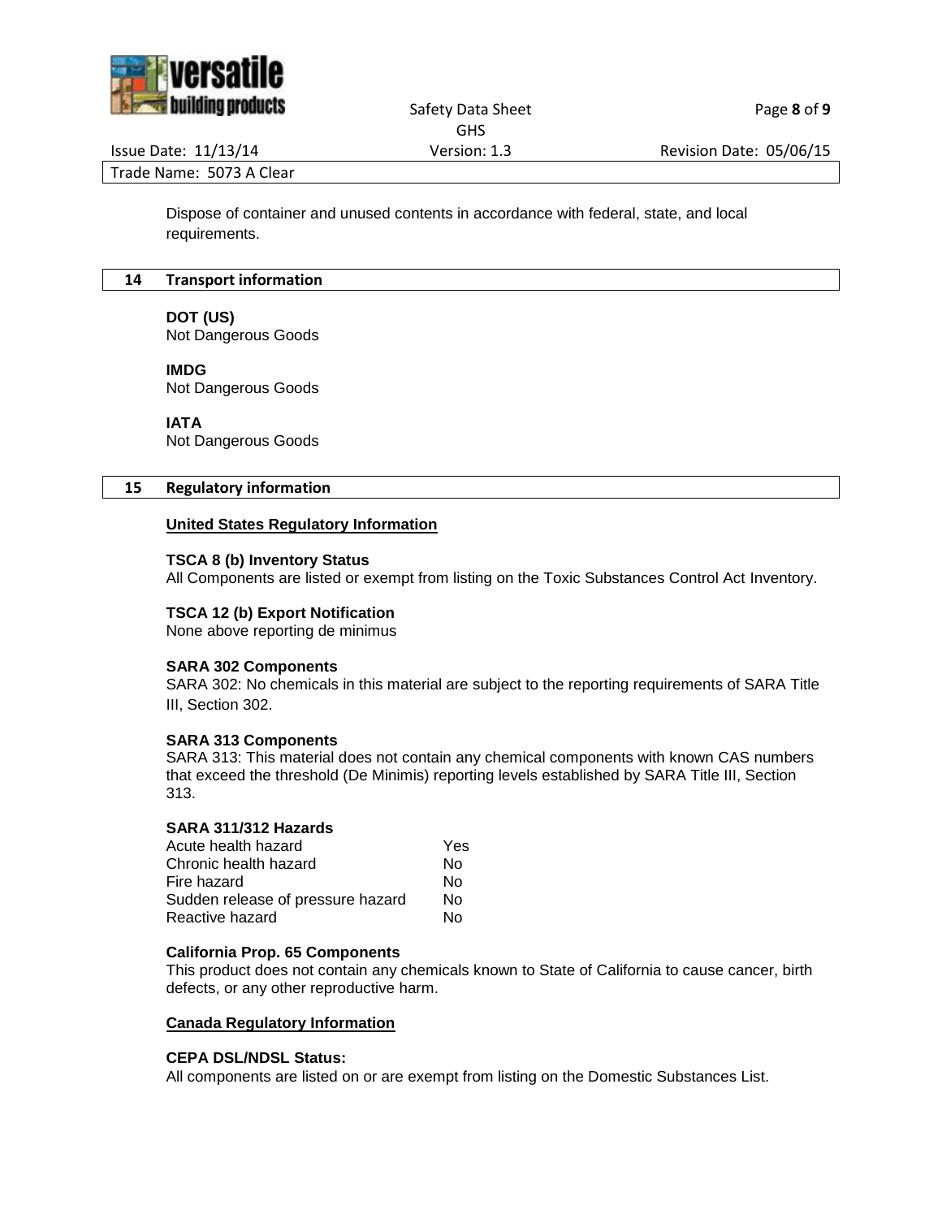Dispose of container and unused contents in accordance with federal, state, and local requirements.

## 14 Transport information

**DOT (US)**
Not Dangerous Goods

**IMDG**
Not Dangerous Goods

**IATA**
Not Dangerous Goods

## 15 Regulatory information

**United States Regulatory Information**

**TSCA 8 (b) Inventory Status**
All Components are listed or exempt from listing on the Toxic Substances Control Act Inventory.

**TSCA 12 (b) Export Notification**
None above reporting de minimus

**SARA 302 Components**
SARA 302: No chemicals in this material are subject to the reporting requirements of SARA Title III, Section 302.

**SARA 313 Components**
SARA 313: This material does not contain any chemical components with known CAS numbers that exceed the threshold (De Minimis) reporting levels established by SARA Title III, Section 313.

**SARA 311/312 Hazards**

| | |
|---|---|
| Acute health hazard | Yes |
| Chronic health hazard | No |
| Fire hazard | No |
| Sudden release of pressure hazard | No |
| Reactive hazard | No |

**California Prop. 65 Components**
This product does not contain any chemicals known to State of California to cause cancer, birth defects, or any other reproductive harm.

**Canada Regulatory Information**

**CEPA DSL/NDSL Status:**
All components are listed on or are exempt from listing on the Domestic Substances List.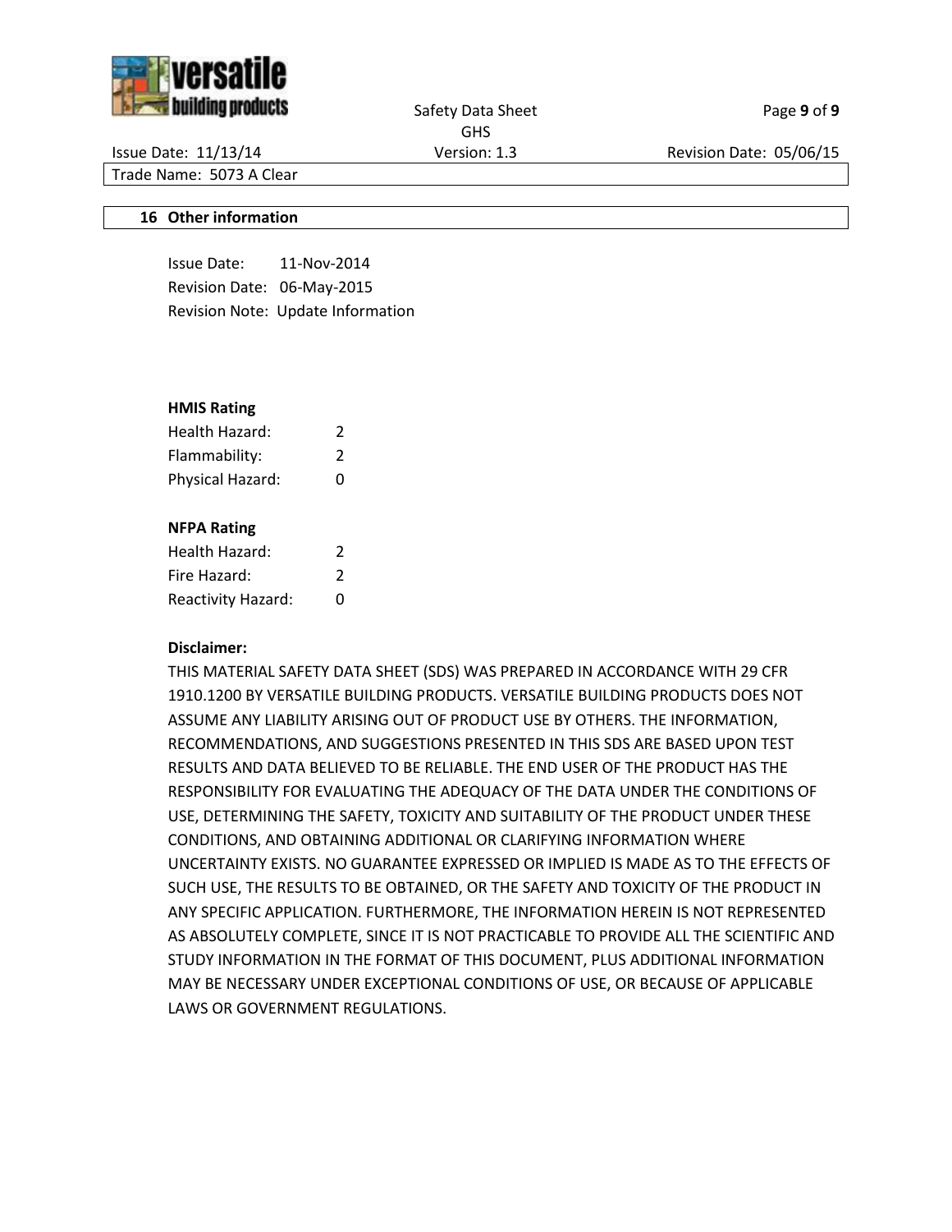## 16 Other information

Issue Date: 11-Nov-2014
Revision Date: 06-May-2015
Revision Note: Update Information

**HMIS Rating**

| | |
|---|---|
| Health Hazard: | 2 |
| Flammability: | 2 |
| Physical Hazard: | 0 |

**NFPA Rating**

| | |
|---|---|
| Health Hazard: | 2 |
| Fire Hazard: | 2 |
| Reactivity Hazard: | 0 |

**Disclaimer:**

THIS MATERIAL SAFETY DATA SHEET (SDS) WAS PREPARED IN ACCORDANCE WITH 29 CFR 1910.1200 BY VERSATILE BUILDING PRODUCTS. VERSATILE BUILDING PRODUCTS DOES NOT ASSUME ANY LIABILITY ARISING OUT OF PRODUCT USE BY OTHERS. THE INFORMATION, RECOMMENDATIONS, AND SUGGESTIONS PRESENTED IN THIS SDS ARE BASED UPON TEST RESULTS AND DATA BELIEVED TO BE RELIABLE. THE END USER OF THE PRODUCT HAS THE RESPONSIBILITY FOR EVALUATING THE ADEQUACY OF THE DATA UNDER THE CONDITIONS OF USE, DETERMINING THE SAFETY, TOXICITY AND SUITABILITY OF THE PRODUCT UNDER THESE CONDITIONS, AND OBTAINING ADDITIONAL OR CLARIFYING INFORMATION WHERE UNCERTAINTY EXISTS. NO GUARANTEE EXPRESSED OR IMPLIED IS MADE AS TO THE EFFECTS OF SUCH USE, THE RESULTS TO BE OBTAINED, OR THE SAFETY AND TOXICITY OF THE PRODUCT IN ANY SPECIFIC APPLICATION. FURTHERMORE, THE INFORMATION HEREIN IS NOT REPRESENTED AS ABSOLUTELY COMPLETE, SINCE IT IS NOT PRACTICABLE TO PROVIDE ALL THE SCIENTIFIC AND STUDY INFORMATION IN THE FORMAT OF THIS DOCUMENT, PLUS ADDITIONAL INFORMATION MAY BE NECESSARY UNDER EXCEPTIONAL CONDITIONS OF USE, OR BECAUSE OF APPLICABLE LAWS OR GOVERNMENT REGULATIONS.